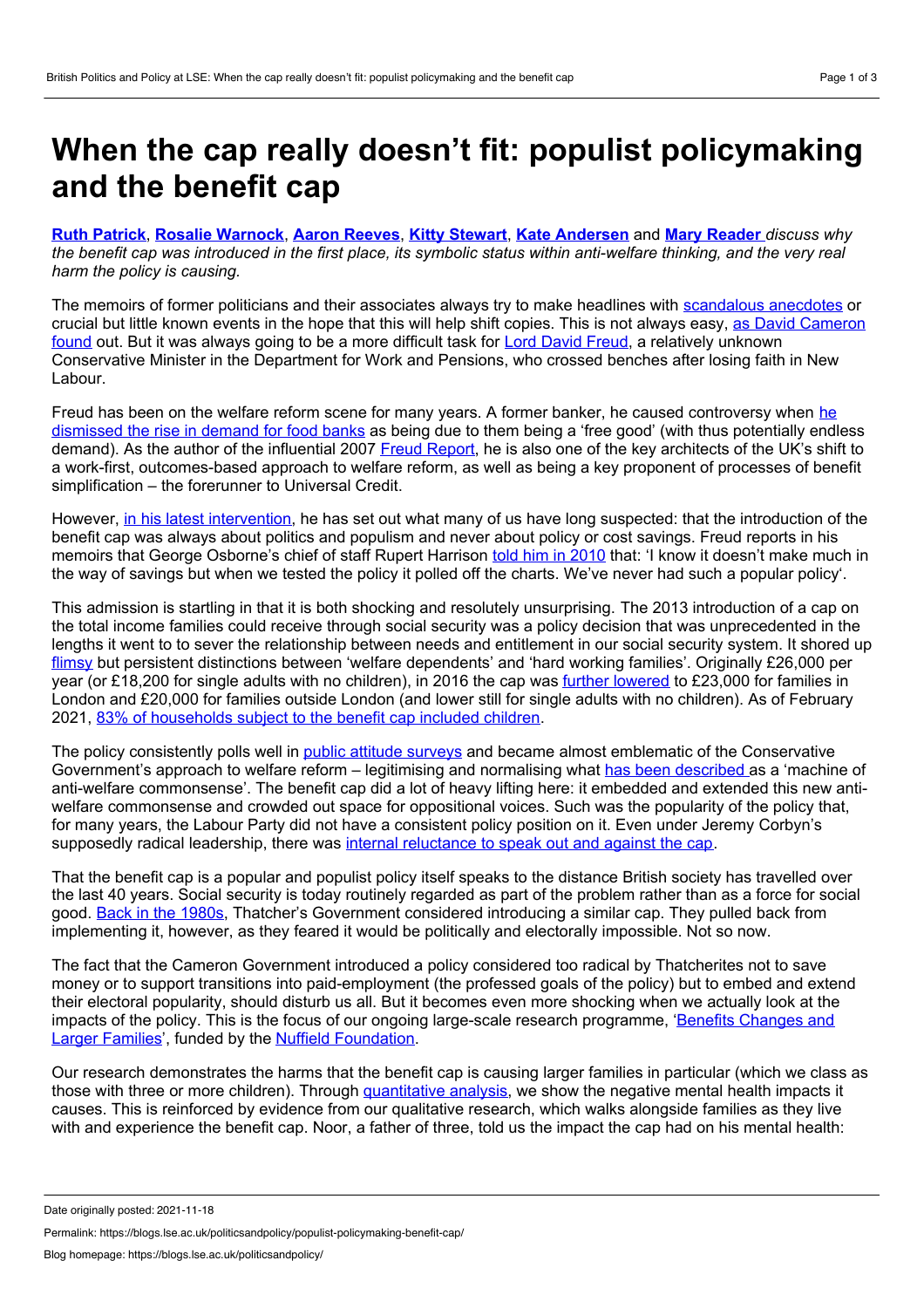# When the cap really doesn't fit: populist policymaking and the benefit cap

**Ruth Patrick**, **Rosalie Warnock**, **Aaron Reeves**, **Kitty Stewart**, **Kate Andersen** and **Mary Reader** *discuss why the benefit cap was introduced in the first place, its symbolic status within anti-welfare thinking, and the very real harm the policy is causing.*

The memoirs of former politicians and their associates always try to make headlines with scandalous anecdotes or crucial but little known events in the hope that this will help shift copies. This is not always easy, as David Cameron found out. But it was always going to be a more difficult task for Lord David Freud, a relatively unknown Conservative Minister in the Department for Work and Pensions, who crossed benches after losing faith in New Labour.

Freud has been on the welfare reform scene for many years. A former banker, he caused controversy when he dismissed the rise in demand for food banks as being due to them being a 'free good' (with thus potentially endless demand). As the author of the influential 2007 Freud Report, he is also one of the key architects of the UK's shift to a work-first, outcomes-based approach to welfare reform, as well as being a key proponent of processes of benefit simplification – the forerunner to Universal Credit.

However, in his latest intervention, he has set out what many of us have long suspected: that the introduction of the benefit cap was always about politics and populism and never about policy or cost savings. Freud reports in his memoirs that George Osborne's chief of staff Rupert Harrison told him in 2010 that: 'I know it doesn't make much in the way of savings but when we tested the policy it polled off the charts. We've never had such a popular policy'.

This admission is startling in that it is both shocking and resolutely unsurprising. The 2013 introduction of a cap on the total income families could receive through social security was a policy decision that was unprecedented in the lengths it went to to sever the relationship between needs and entitlement in our social security system. It shored up flimsy but persistent distinctions between 'welfare dependents' and 'hard working families'. Originally £26,000 per year (or £18,200 for single adults with no children), in 2016 the cap was further lowered to £23,000 for families in London and £20,000 for families outside London (and lower still for single adults with no children). As of February 2021, 83% of households subject to the benefit cap included children.

The policy consistently polls well in public attitude surveys and became almost emblematic of the Conservative Government's approach to welfare reform – legitimising and normalising what has been described as a 'machine of anti-welfare commonsense'. The benefit cap did a lot of heavy lifting here: it embedded and extended this new anti-welfare commonsense and crowded out space for oppositional voices. Such was the popularity of the policy that, for many years, the Labour Party did not have a consistent policy position on it. Even under Jeremy Corbyn's supposedly radical leadership, there was internal reluctance to speak out and against the cap.

That the benefit cap is a popular and populist policy itself speaks to the distance British society has travelled over the last 40 years. Social security is today routinely regarded as part of the problem rather than as a force for social good. Back in the 1980s, Thatcher's Government considered introducing a similar cap. They pulled back from implementing it, however, as they feared it would be politically and electorally impossible. Not so now.

The fact that the Cameron Government introduced a policy considered too radical by Thatcherites not to save money or to support transitions into paid-employment (the professed goals of the policy) but to embed and extend their electoral popularity, should disturb us all. But it becomes even more shocking when we actually look at the impacts of the policy. This is the focus of our ongoing large-scale research programme, 'Benefits Changes and Larger Families', funded by the Nuffield Foundation.

Our research demonstrates the harms that the benefit cap is causing larger families in particular (which we class as those with three or more children). Through quantitative analysis, we show the negative mental health impacts it causes. This is reinforced by evidence from our qualitative research, which walks alongside families as they live with and experience the benefit cap. Noor, a father of three, told us the impact the cap had on his mental health: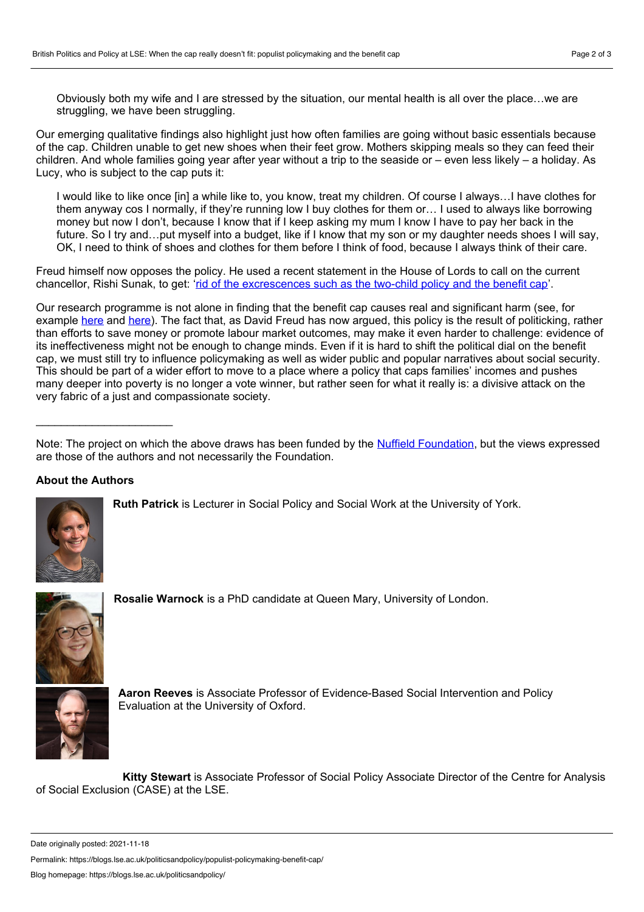> Obviously both my wife and I are stressed by the situation, our mental health is all over the place…we are struggling, we have been struggling.

Our emerging qualitative findings also highlight just how often families are going without basic essentials because of the cap. Children unable to get new shoes when their feet grow. Mothers skipping meals so they can feed their children. And whole families going year after year without a trip to the seaside or – even less likely – a holiday. As Lucy, who is subject to the cap puts it:

> I would like to like once [in] a while like to, you know, treat my children. Of course I always…I have clothes for them anyway cos I normally, if they're running low I buy clothes for them or… I used to always like borrowing money but now I don't, because I know that if I keep asking my mum I know I have to pay her back in the future. So I try and…put myself into a budget, like if I know that my son or my daughter needs shoes I will say, OK, I need to think of shoes and clothes for them before I think of food, because I always think of their care.

Freud himself now opposes the policy. He used a recent statement in the House of Lords to call on the current chancellor, Rishi Sunak, to get: '[rid of the excrescences such as the two-child policy and the benefit cap](#)'.

Our research programme is not alone in finding that the benefit cap causes real and significant harm (see, for example [here](#) and [here](#)). The fact that, as David Freud has now argued, this policy is the result of politicking, rather than efforts to save money or promote labour market outcomes, may make it even harder to challenge: evidence of its ineffectiveness might not be enough to change minds. Even if it is hard to shift the political dial on the benefit cap, we must still try to influence policymaking as well as wider public and popular narratives about social security. This should be part of a wider effort to move to a place where a policy that caps families' incomes and pushes many deeper into poverty is no longer a vote winner, but rather seen for what it really is: a divisive attack on the very fabric of a just and compassionate society.

---

Note: The project on which the above draws has been funded by the [Nuffield Foundation](#), but the views expressed are those of the authors and not necessarily the Foundation.

**About the Authors**

**Ruth Patrick** is Lecturer in Social Policy and Social Work at the University of York.

**Rosalie Warnock** is a PhD candidate at Queen Mary, University of London.

**Aaron Reeves** is Associate Professor of Evidence-Based Social Intervention and Policy Evaluation at the University of Oxford.

**Kitty Stewart** is Associate Professor of Social Policy Associate Director of the Centre for Analysis of Social Exclusion (CASE) at the LSE.

Date originally posted: 2021-11-18

Permalink: https://blogs.lse.ac.uk/politicsandpolicy/populist-policymaking-benefit-cap/

Blog homepage: https://blogs.lse.ac.uk/politicsandpolicy/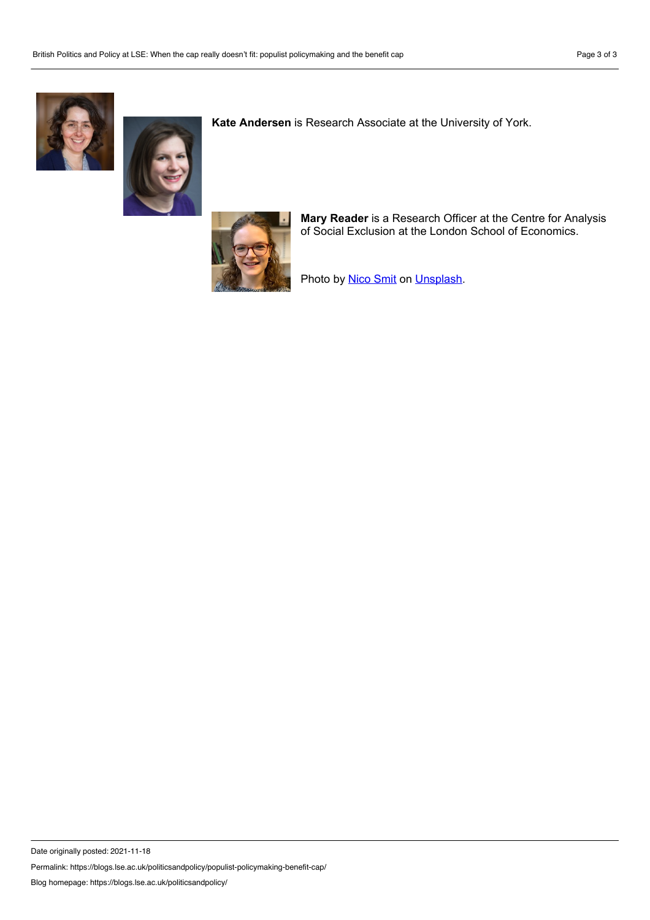**Kate Andersen** is Research Associate at the University of York.

**Mary Reader** is a Research Officer at the Centre for Analysis of Social Exclusion at the London School of Economics.

Photo by Nico Smit on Unsplash.

Date originally posted: 2021-11-18

Permalink: https://blogs.lse.ac.uk/politicsandpolicy/populist-policymaking-benefit-cap/

Blog homepage: https://blogs.lse.ac.uk/politicsandpolicy/